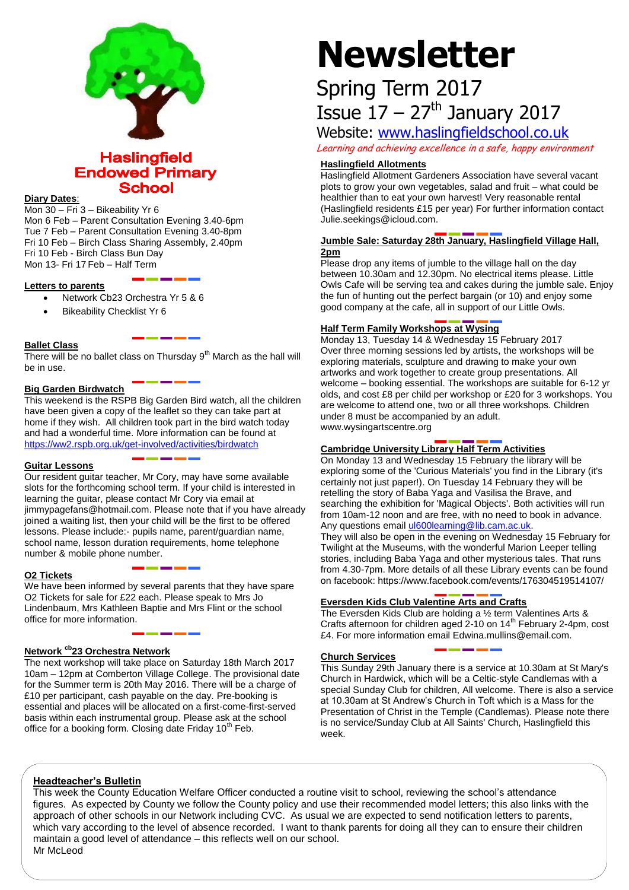# Haslingfield Endowed Primary School

# Newsletter

## Spring Term 2017

## Issue 17 – 27th January 2017

Website: www.haslingfieldschool.co.uk

*Learning and achieving excellence in a safe, happy environment*

### Diary Dates:

Mon 30 – Fri 3 – Bikeability Yr 6
Mon 6 Feb – Parent Consultation Evening 3.40-6pm
Tue 7 Feb – Parent Consultation Evening 3.40-8pm
Fri 10 Feb – Birch Class Sharing Assembly, 2.40pm
Fri 10 Feb - Birch Class Bun Day
Mon 13- Fri 17 Feb – Half Term

### Letters to parents

- Network Cb23 Orchestra Yr 5 & 6
- Bikeability Checklist Yr 6

### Ballet Class

There will be no ballet class on Thursday 9th March as the hall will be in use.

### Big Garden Birdwatch

This weekend is the RSPB Big Garden Bird watch, all the children have been given a copy of the leaflet so they can take part at home if they wish. All children took part in the bird watch today and had a wonderful time. More information can be found at https://ww2.rspb.org.uk/get-involved/activities/birdwatch

### Guitar Lessons

Our resident guitar teacher, Mr Cory, may have some available slots for the forthcoming school term. If your child is interested in learning the guitar, please contact Mr Cory via email at jimmypagefans@hotmail.com. Please note that if you have already joined a waiting list, then your child will be the first to be offered lessons. Please include:- pupils name, parent/guardian name, school name, lesson duration requirements, home telephone number & mobile phone number.

### O2 Tickets

We have been informed by several parents that they have spare O2 Tickets for sale for £22 each. Please speak to Mrs Jo Lindenbaum, Mrs Kathleen Baptie and Mrs Flint or the school office for more information.

### Network cb23 Orchestra Network

The next workshop will take place on Saturday 18th March 2017 10am – 12pm at Comberton Village College. The provisional date for the Summer term is 20th May 2016. There will be a charge of £10 per participant, cash payable on the day. Pre-booking is essential and places will be allocated on a first-come-first-served basis within each instrumental group. Please ask at the school office for a booking form. Closing date Friday 10th Feb.

### Haslingfield Allotments

Haslingfield Allotment Gardeners Association have several vacant plots to grow your own vegetables, salad and fruit – what could be healthier than to eat your own harvest! Very reasonable rental (Haslingfield residents £15 per year) For further information contact Julie.seekings@icloud.com.

### Jumble Sale: Saturday 28th January, Haslingfield Village Hall, 2pm

Please drop any items of jumble to the village hall on the day between 10.30am and 12.30pm. No electrical items please. Little Owls Cafe will be serving tea and cakes during the jumble sale. Enjoy the fun of hunting out the perfect bargain (or 10) and enjoy some good company at the cafe, all in support of our Little Owls.

### Half Term Family Workshops at Wysing

Monday 13, Tuesday 14 & Wednesday 15 February 2017
Over three morning sessions led by artists, the workshops will be exploring materials, sculpture and drawing to make your own artworks and work together to create group presentations. All welcome – booking essential. The workshops are suitable for 6-12 yr olds, and cost £8 per child per workshop or £20 for 3 workshops. You are welcome to attend one, two or all three workshops. Children under 8 must be accompanied by an adult.
www.wysingartscentre.org

### Cambridge University Library Half Term Activities

On Monday 13 and Wednesday 15 February the library will be exploring some of the 'Curious Materials' you find in the Library (it's certainly not just paper!). On Tuesday 14 February they will be retelling the story of Baba Yaga and Vasilisa the Brave, and searching the exhibition for 'Magical Objects'. Both activities will run from 10am-12 noon and are free, with no need to book in advance. Any questions email ul600learning@lib.cam.ac.uk.
They will also be open in the evening on Wednesday 15 February for Twilight at the Museums, with the wonderful Marion Leeper telling stories, including Baba Yaga and other mysterious tales. That runs from 4.30-7pm. More details of all these Library events can be found on facebook: https://www.facebook.com/events/176304519514107/

### Eversden Kids Club Valentine Arts and Crafts

The Eversden Kids Club are holding a ½ term Valentines Arts & Crafts afternoon for children aged 2-10 on 14th February 2-4pm, cost £4. For more information email Edwina.mullins@email.com.

### Church Services

This Sunday 29th January there is a service at 10.30am at St Mary's Church in Hardwick, which will be a Celtic-style Candlemas with a special Sunday Club for children, All welcome. There is also a service at 10.30am at St Andrew's Church in Toft which is a Mass for the Presentation of Christ in the Temple (Candlemas). Please note there is no service/Sunday Club at All Saints' Church, Haslingfield this week.

### Headteacher's Bulletin

This week the County Education Welfare Officer conducted a routine visit to school, reviewing the school's attendance figures. As expected by County we follow the County policy and use their recommended model letters; this also links with the approach of other schools in our Network including CVC. As usual we are expected to send notification letters to parents, which vary according to the level of absence recorded. I want to thank parents for doing all they can to ensure their children maintain a good level of attendance – this reflects well on our school.
Mr McLeod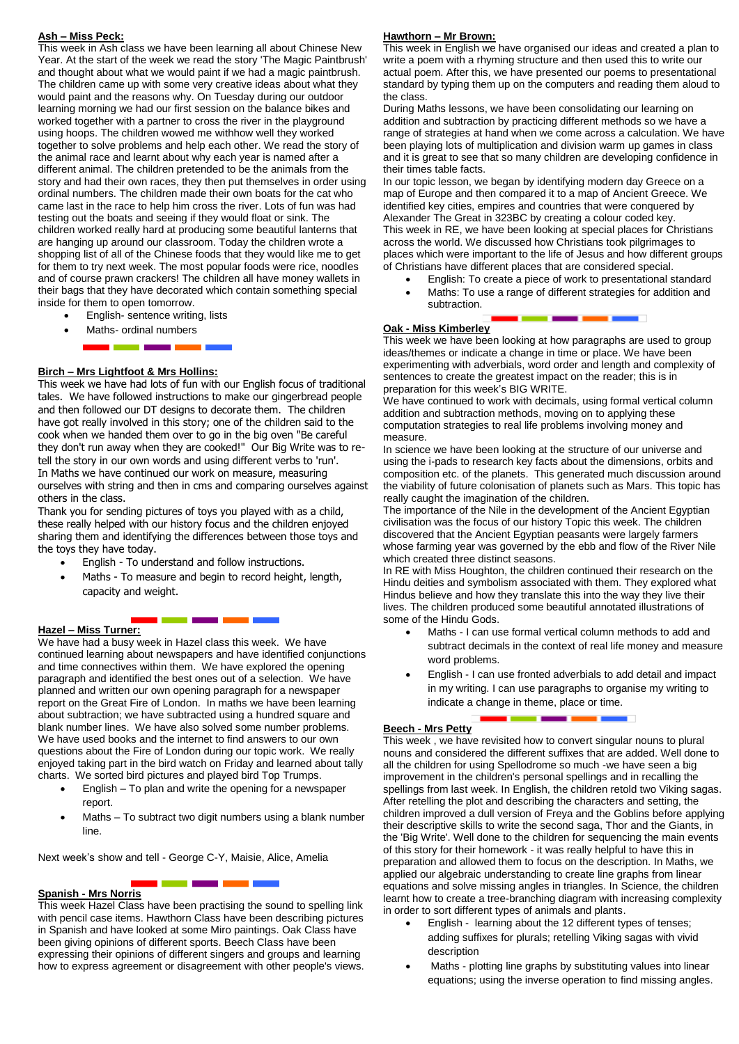## Ash – Miss Peck:

This week in Ash class we have been learning all about Chinese New Year. At the start of the week we read the story 'The Magic Paintbrush' and thought about what we would paint if we had a magic paintbrush. The children came up with some very creative ideas about what they would paint and the reasons why. On Tuesday during our outdoor learning morning we had our first session on the balance bikes and worked together with a partner to cross the river in the playground using hoops. The children wowed me withow well they worked together to solve problems and help each other. We read the story of the animal race and learnt about why each year is named after a different animal. The children pretended to be the animals from the story and had their own races, they then put themselves in order using ordinal numbers. The children made their own boats for the cat who came last in the race to help him cross the river. Lots of fun was had testing out the boats and seeing if they would float or sink. The children worked really hard at producing some beautiful lanterns that are hanging up around our classroom. Today the children wrote a shopping list of all of the Chinese foods that they would like me to get for them to try next week. The most popular foods were rice, noodles and of course prawn crackers! The children all have money wallets in their bags that they have decorated which contain something special inside for them to open tomorrow.

- English- sentence writing, lists
- Maths- ordinal numbers

## Birch – Mrs Lightfoot & Mrs Hollins:

This week we have had lots of fun with our English focus of traditional tales. We have followed instructions to make our gingerbread people and then followed our DT designs to decorate them. The children have got really involved in this story; one of the children said to the cook when we handed them over to go in the big oven "Be careful they don't run away when they are cooked!" Our Big Write was to re-tell the story in our own words and using different verbs to 'run'.
In Maths we have continued our work on measure, measuring ourselves with string and then in cms and comparing ourselves against others in the class.
Thank you for sending pictures of toys you played with as a child, these really helped with our history focus and the children enjoyed sharing them and identifying the differences between those toys and the toys they have today.

- English - To understand and follow instructions.
- Maths - To measure and begin to record height, length, capacity and weight.

## Hazel – Miss Turner:

We have had a busy week in Hazel class this week. We have continued learning about newspapers and have identified conjunctions and time connectives within them. We have explored the opening paragraph and identified the best ones out of a selection. We have planned and written our own opening paragraph for a newspaper report on the Great Fire of London. In maths we have been learning about subtraction; we have subtracted using a hundred square and blank number lines. We have also solved some number problems. We have used books and the internet to find answers to our own questions about the Fire of London during our topic work. We really enjoyed taking part in the bird watch on Friday and learned about tally charts. We sorted bird pictures and played bird Top Trumps.

- English – To plan and write the opening for a newspaper report.
- Maths – To subtract two digit numbers using a blank number line.

Next week's show and tell - George C-Y, Maisie, Alice, Amelia

## Spanish - Mrs Norris

This week Hazel Class have been practising the sound to spelling link with pencil case items. Hawthorn Class have been describing pictures in Spanish and have looked at some Miro paintings. Oak Class have been giving opinions of different sports. Beech Class have been expressing their opinions of different singers and groups and learning how to express agreement or disagreement with other people's views.

## Hawthorn – Mr Brown:

This week in English we have organised our ideas and created a plan to write a poem with a rhyming structure and then used this to write our actual poem. After this, we have presented our poems to presentational standard by typing them up on the computers and reading them aloud to the class.
During Maths lessons, we have been consolidating our learning on addition and subtraction by practicing different methods so we have a range of strategies at hand when we come across a calculation. We have been playing lots of multiplication and division warm up games in class and it is great to see that so many children are developing confidence in their times table facts.
In our topic lesson, we began by identifying modern day Greece on a map of Europe and then compared it to a map of Ancient Greece. We identified key cities, empires and countries that were conquered by Alexander The Great in 323BC by creating a colour coded key.
This week in RE, we have been looking at special places for Christians across the world. We discussed how Christians took pilgrimages to places which were important to the life of Jesus and how different groups of Christians have different places that are considered special.

- English: To create a piece of work to presentational standard
- Maths: To use a range of different strategies for addition and subtraction.

## Oak - Miss Kimberley

This week we have been looking at how paragraphs are used to group ideas/themes or indicate a change in time or place. We have been experimenting with adverbials, word order and length and complexity of sentences to create the greatest impact on the reader; this is in preparation for this week's BIG WRITE.
We have continued to work with decimals, using formal vertical column addition and subtraction methods, moving on to applying these computation strategies to real life problems involving money and measure.
In science we have been looking at the structure of our universe and using the i-pads to research key facts about the dimensions, orbits and composition etc. of the planets. This generated much discussion around the viability of future colonisation of planets such as Mars. This topic has really caught the imagination of the children.
The importance of the Nile in the development of the Ancient Egyptian civilisation was the focus of our history Topic this week. The children discovered that the Ancient Egyptian peasants were largely farmers whose farming year was governed by the ebb and flow of the River Nile which created three distinct seasons.
In RE with Miss Houghton, the children continued their research on the Hindu deities and symbolism associated with them. They explored what Hindus believe and how they translate this into the way they live their lives. The children produced some beautiful annotated illustrations of some of the Hindu Gods.

- Maths - I can use formal vertical column methods to add and subtract decimals in the context of real life money and measure word problems.
- English - I can use fronted adverbials to add detail and impact in my writing. I can use paragraphs to organise my writing to indicate a change in theme, place or time.

## Beech - Mrs Petty

This week , we have revisited how to convert singular nouns to plural nouns and considered the different suffixes that are added. Well done to all the children for using Spellodrome so much -we have seen a big improvement in the children's personal spellings and in recalling the spellings from last week. In English, the children retold two Viking sagas. After retelling the plot and describing the characters and setting, the children improved a dull version of Freya and the Goblins before applying their descriptive skills to write the second saga, Thor and the Giants, in the 'Big Write'. Well done to the children for sequencing the main events of this story for their homework - it was really helpful to have this in preparation and allowed them to focus on the description. In Maths, we applied our algebraic understanding to create line graphs from linear equations and solve missing angles in triangles. In Science, the children learnt how to create a tree-branching diagram with increasing complexity in order to sort different types of animals and plants.

- English - learning about the 12 different types of tenses; adding suffixes for plurals; retelling Viking sagas with vivid description
- Maths - plotting line graphs by substituting values into linear equations; using the inverse operation to find missing angles.